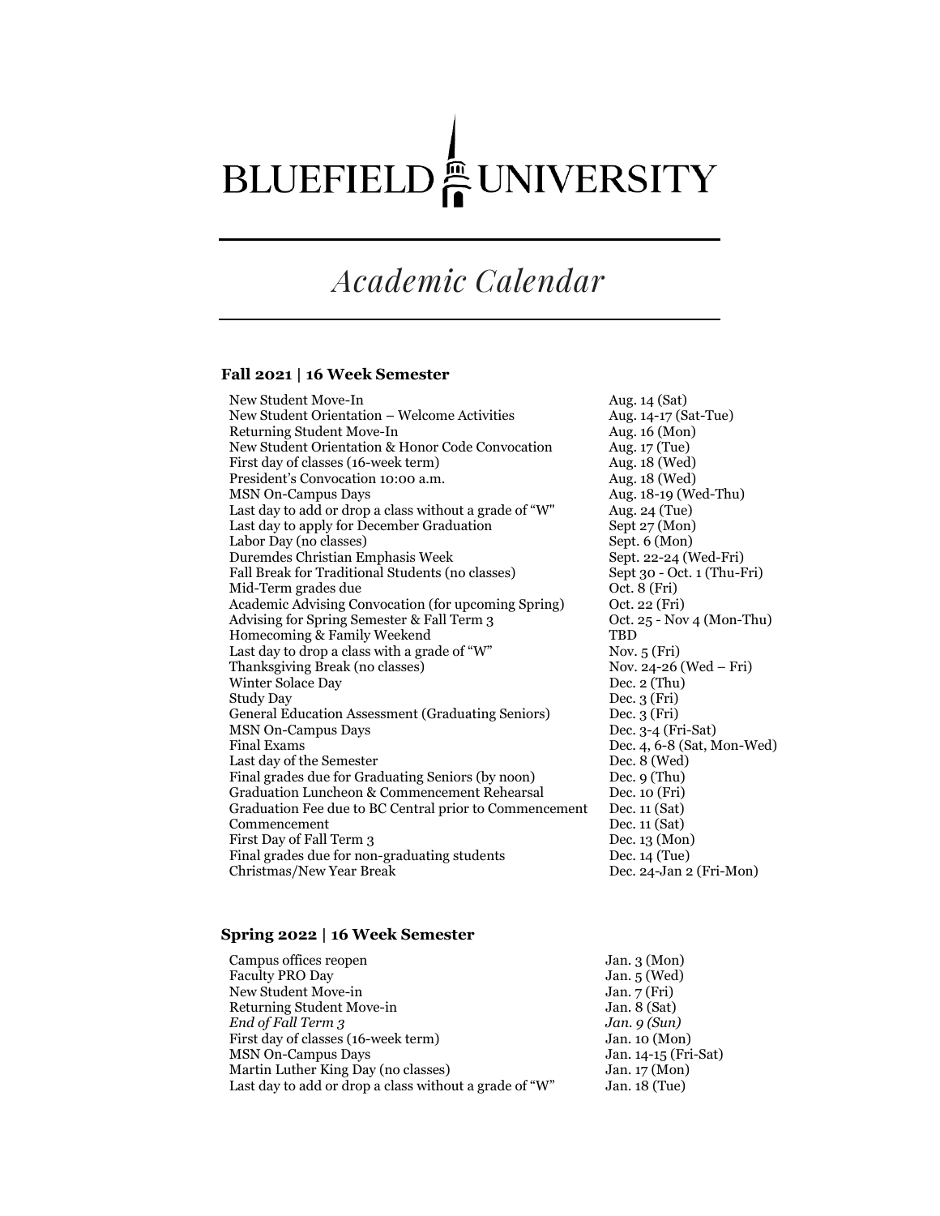# BLUEFIELD UNIVERSITY

## *Academic Calendar*

### Fall 2021 | 16 Week Semester

| | |
|---|---|
| New Student Move-In | Aug. 14 (Sat) |
| New Student Orientation – Welcome Activities | Aug. 14-17 (Sat-Tue) |
| Returning Student Move-In | Aug. 16 (Mon) |
| New Student Orientation & Honor Code Convocation | Aug. 17 (Tue) |
| First day of classes (16-week term) | Aug. 18 (Wed) |
| President's Convocation 10:00 a.m. | Aug. 18 (Wed) |
| MSN On-Campus Days | Aug. 18-19 (Wed-Thu) |
| Last day to add or drop a class without a grade of "W" | Aug. 24 (Tue) |
| Last day to apply for December Graduation | Sept 27 (Mon) |
| Labor Day (no classes) | Sept. 6 (Mon) |
| Duremdes Christian Emphasis Week | Sept. 22-24 (Wed-Fri) |
| Fall Break for Traditional Students (no classes) | Sept 30 - Oct. 1 (Thu-Fri) |
| Mid-Term grades due | Oct. 8 (Fri) |
| Academic Advising Convocation (for upcoming Spring) | Oct. 22 (Fri) |
| Advising for Spring Semester & Fall Term 3 | Oct. 25 - Nov 4 (Mon-Thu) |
| Homecoming & Family Weekend | TBD |
| Last day to drop a class with a grade of "W" | Nov. 5 (Fri) |
| Thanksgiving Break (no classes) | Nov. 24-26 (Wed – Fri) |
| Winter Solace Day | Dec. 2 (Thu) |
| Study Day | Dec. 3 (Fri) |
| General Education Assessment (Graduating Seniors) | Dec. 3 (Fri) |
| MSN On-Campus Days | Dec. 3-4 (Fri-Sat) |
| Final Exams | Dec. 4, 6-8 (Sat, Mon-Wed) |
| Last day of the Semester | Dec. 8 (Wed) |
| Final grades due for Graduating Seniors (by noon) | Dec. 9 (Thu) |
| Graduation Luncheon & Commencement Rehearsal | Dec. 10 (Fri) |
| Graduation Fee due to BC Central prior to Commencement | Dec. 11 (Sat) |
| Commencement | Dec. 11 (Sat) |
| First Day of Fall Term 3 | Dec. 13 (Mon) |
| Final grades due for non-graduating students | Dec. 14 (Tue) |
| Christmas/New Year Break | Dec. 24-Jan 2 (Fri-Mon) |

### Spring 2022 | 16 Week Semester

| | |
|---|---|
| Campus offices reopen | Jan. 3 (Mon) |
| Faculty PRO Day | Jan. 5 (Wed) |
| New Student Move-in | Jan. 7 (Fri) |
| Returning Student Move-in | Jan. 8 (Sat) |
| *End of Fall Term 3* | *Jan. 9 (Sun)* |
| First day of classes (16-week term) | Jan. 10 (Mon) |
| MSN On-Campus Days | Jan. 14-15 (Fri-Sat) |
| Martin Luther King Day (no classes) | Jan. 17 (Mon) |
| Last day to add or drop a class without a grade of "W" | Jan. 18 (Tue) |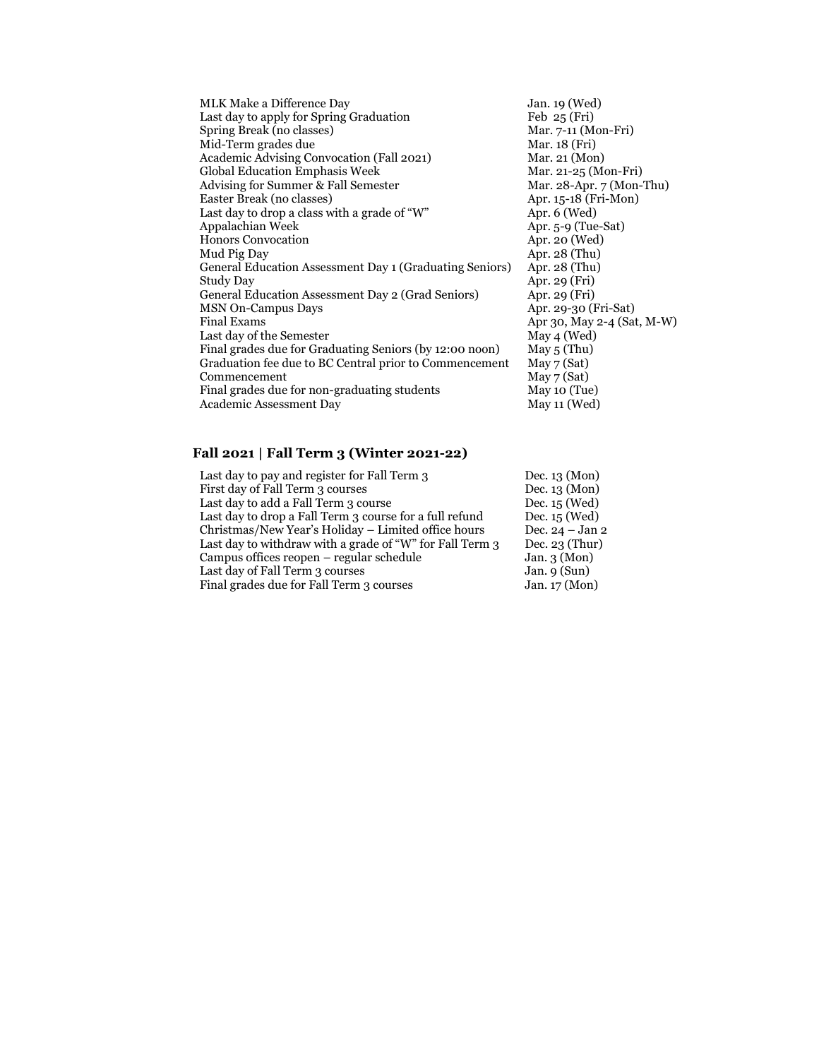| | |
|---|---|
| MLK Make a Difference Day | Jan. 19 (Wed) |
| Last day to apply for Spring Graduation | Feb 25 (Fri) |
| Spring Break (no classes) | Mar. 7-11 (Mon-Fri) |
| Mid-Term grades due | Mar. 18 (Fri) |
| Academic Advising Convocation (Fall 2021) | Mar. 21 (Mon) |
| Global Education Emphasis Week | Mar. 21-25 (Mon-Fri) |
| Advising for Summer & Fall Semester | Mar. 28-Apr. 7 (Mon-Thu) |
| Easter Break (no classes) | Apr. 15-18 (Fri-Mon) |
| Last day to drop a class with a grade of "W" | Apr. 6 (Wed) |
| Appalachian Week | Apr. 5-9 (Tue-Sat) |
| Honors Convocation | Apr. 20 (Wed) |
| Mud Pig Day | Apr. 28 (Thu) |
| General Education Assessment Day 1 (Graduating Seniors) | Apr. 28 (Thu) |
| Study Day | Apr. 29 (Fri) |
| General Education Assessment Day 2 (Grad Seniors) | Apr. 29 (Fri) |
| MSN On-Campus Days | Apr. 29-30 (Fri-Sat) |
| Final Exams | Apr 30, May 2-4 (Sat, M-W) |
| Last day of the Semester | May 4 (Wed) |
| Final grades due for Graduating Seniors (by 12:00 noon) | May 5 (Thu) |
| Graduation fee due to BC Central prior to Commencement | May 7 (Sat) |
| Commencement | May 7 (Sat) |
| Final grades due for non-graduating students | May 10 (Tue) |
| Academic Assessment Day | May 11 (Wed) |

## Fall 2021 | Fall Term 3 (Winter 2021-22)

| | |
|---|---|
| Last day to pay and register for Fall Term 3 | Dec. 13 (Mon) |
| First day of Fall Term 3 courses | Dec. 13 (Mon) |
| Last day to add a Fall Term 3 course | Dec. 15 (Wed) |
| Last day to drop a Fall Term 3 course for a full refund | Dec. 15 (Wed) |
| Christmas/New Year's Holiday – Limited office hours | Dec. 24 – Jan 2 |
| Last day to withdraw with a grade of "W" for Fall Term 3 | Dec. 23 (Thur) |
| Campus offices reopen – regular schedule | Jan. 3 (Mon) |
| Last day of Fall Term 3 courses | Jan. 9 (Sun) |
| Final grades due for Fall Term 3 courses | Jan. 17 (Mon) |